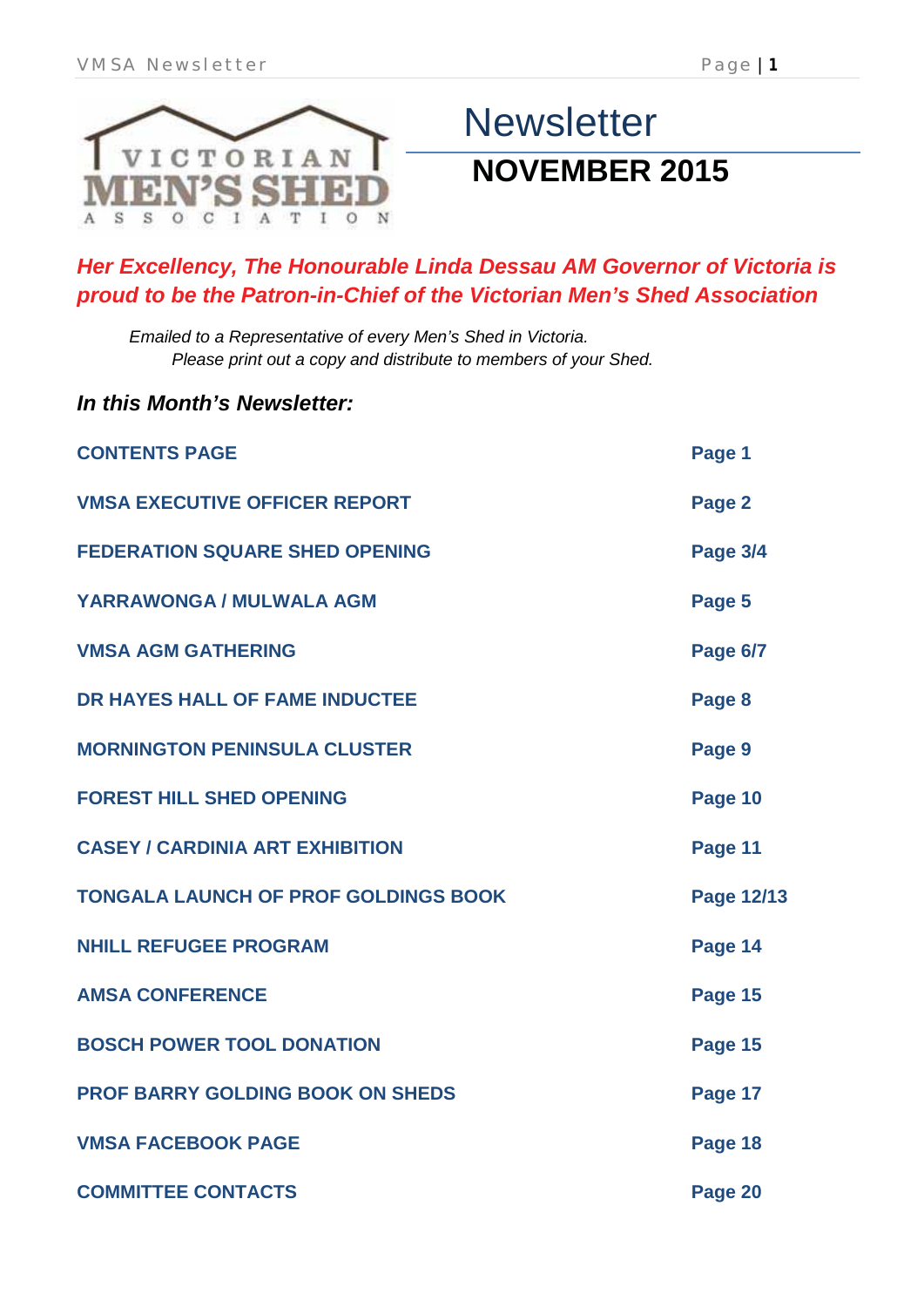# Newsletter

## NOVEMBER 2015

***Her Excellency, The Honourable Linda Dessau AM Governor of Victoria is proud to be the Patron-in-Chief of the Victorian Men's Shed Association***

*Emailed to a Representative of every Men's Shed in Victoria.*
*Please print out a copy and distribute to members of your Shed.*

### *In this Month's Newsletter:*

| | |
|---|---|
| **CONTENTS PAGE** | **Page 1** |
| **VMSA EXECUTIVE OFFICER REPORT** | **Page 2** |
| **FEDERATION SQUARE SHED OPENING** | **Page 3/4** |
| **YARRAWONGA / MULWALA AGM** | **Page 5** |
| **VMSA AGM GATHERING** | **Page 6/7** |
| **DR HAYES HALL OF FAME INDUCTEE** | **Page 8** |
| **MORNINGTON PENINSULA CLUSTER** | **Page 9** |
| **FOREST HILL SHED OPENING** | **Page 10** |
| **CASEY / CARDINIA ART EXHIBITION** | **Page 11** |
| **TONGALA LAUNCH OF PROF GOLDINGS BOOK** | **Page 12/13** |
| **NHILL REFUGEE PROGRAM** | **Page 14** |
| **AMSA CONFERENCE** | **Page 15** |
| **BOSCH POWER TOOL DONATION** | **Page 15** |
| **PROF BARRY GOLDING BOOK ON SHEDS** | **Page 17** |
| **VMSA FACEBOOK PAGE** | **Page 18** |
| **COMMITTEE CONTACTS** | **Page 20** |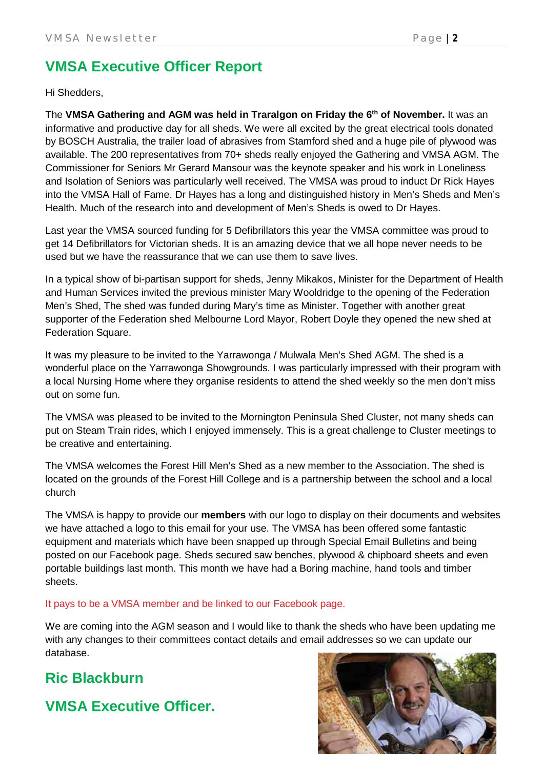## VMSA Executive Officer Report

Hi Shedders,

The **VMSA Gathering and AGM was held in Traralgon on Friday the 6th of November.** It was an informative and productive day for all sheds. We were all excited by the great electrical tools donated by BOSCH Australia, the trailer load of abrasives from Stamford shed and a huge pile of plywood was available. The 200 representatives from 70+ sheds really enjoyed the Gathering and VMSA AGM. The Commissioner for Seniors Mr Gerard Mansour was the keynote speaker and his work in Loneliness and Isolation of Seniors was particularly well received. The VMSA was proud to induct Dr Rick Hayes into the VMSA Hall of Fame. Dr Hayes has a long and distinguished history in Men's Sheds and Men's Health. Much of the research into and development of Men's Sheds is owed to Dr Hayes.

Last year the VMSA sourced funding for 5 Defibrillators this year the VMSA committee was proud to get 14 Defibrillators for Victorian sheds. It is an amazing device that we all hope never needs to be used but we have the reassurance that we can use them to save lives.

In a typical show of bi-partisan support for sheds, Jenny Mikakos, Minister for the Department of Health and Human Services invited the previous minister Mary Wooldridge to the opening of the Federation Men's Shed, The shed was funded during Mary's time as Minister. Together with another great supporter of the Federation shed Melbourne Lord Mayor, Robert Doyle they opened the new shed at Federation Square.

It was my pleasure to be invited to the Yarrawonga / Mulwala Men's Shed AGM. The shed is a wonderful place on the Yarrawonga Showgrounds. I was particularly impressed with their program with a local Nursing Home where they organise residents to attend the shed weekly so the men don't miss out on some fun.

The VMSA was pleased to be invited to the Mornington Peninsula Shed Cluster, not many sheds can put on Steam Train rides, which I enjoyed immensely. This is a great challenge to Cluster meetings to be creative and entertaining.

The VMSA welcomes the Forest Hill Men's Shed as a new member to the Association. The shed is located on the grounds of the Forest Hill College and is a partnership between the school and a local church

The VMSA is happy to provide our **members** with our logo to display on their documents and websites we have attached a logo to this email for your use. The VMSA has been offered some fantastic equipment and materials which have been snapped up through Special Email Bulletins and being posted on our Facebook page. Sheds secured saw benches, plywood & chipboard sheets and even portable buildings last month. This month we have had a Boring machine, hand tools and timber sheets.

It pays to be a VMSA member and be linked to our Facebook page.

We are coming into the AGM season and I would like to thank the sheds who have been updating me with any changes to their committees contact details and email addresses so we can update our database.

### Ric Blackburn

### VMSA Executive Officer.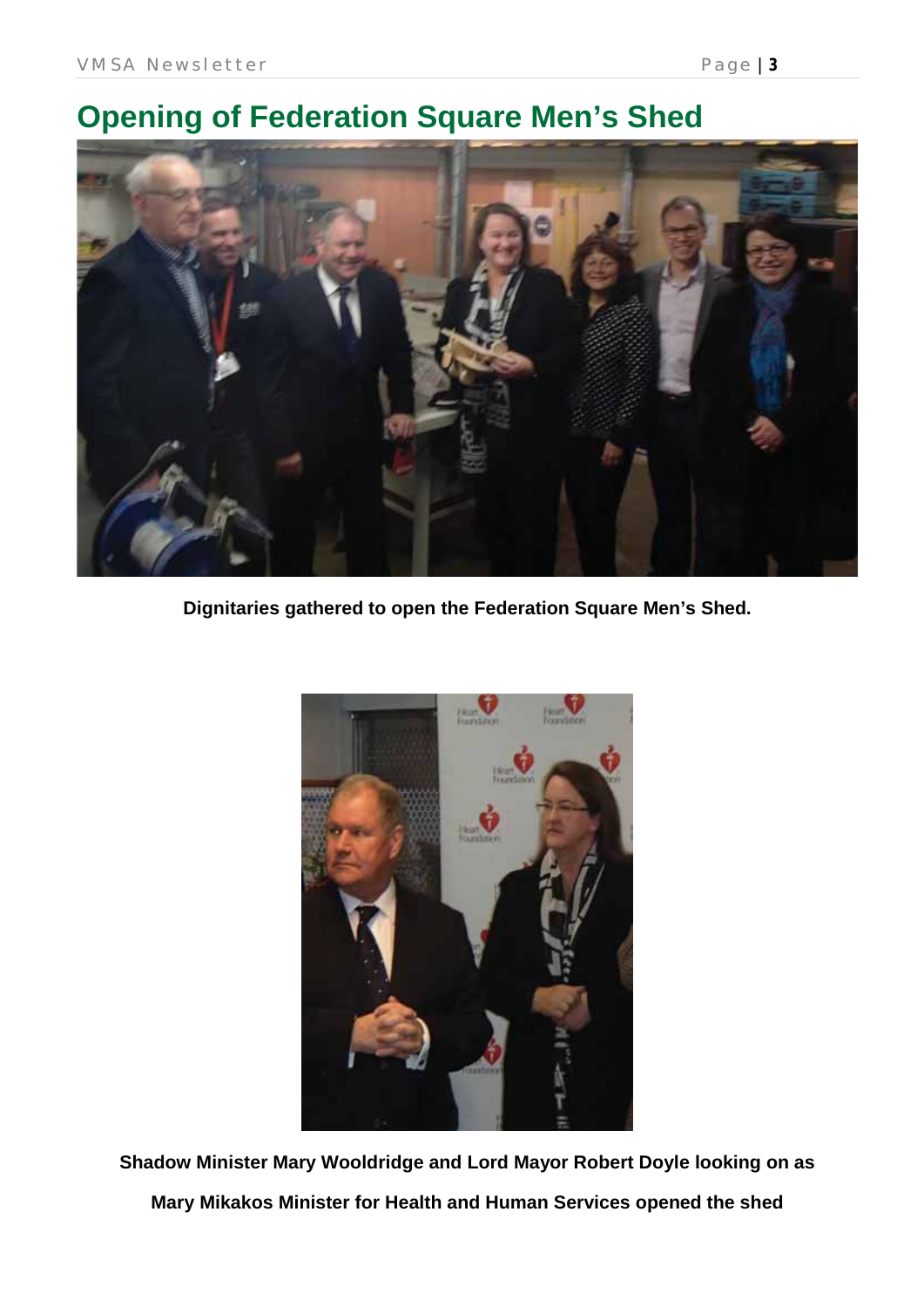# Opening of Federation Square Men's Shed

**Dignitaries gathered to open the Federation Square Men's Shed.**

**Shadow Minister Mary Wooldridge and Lord Mayor Robert Doyle looking on as Mary Mikakos Minister for Health and Human Services opened the shed**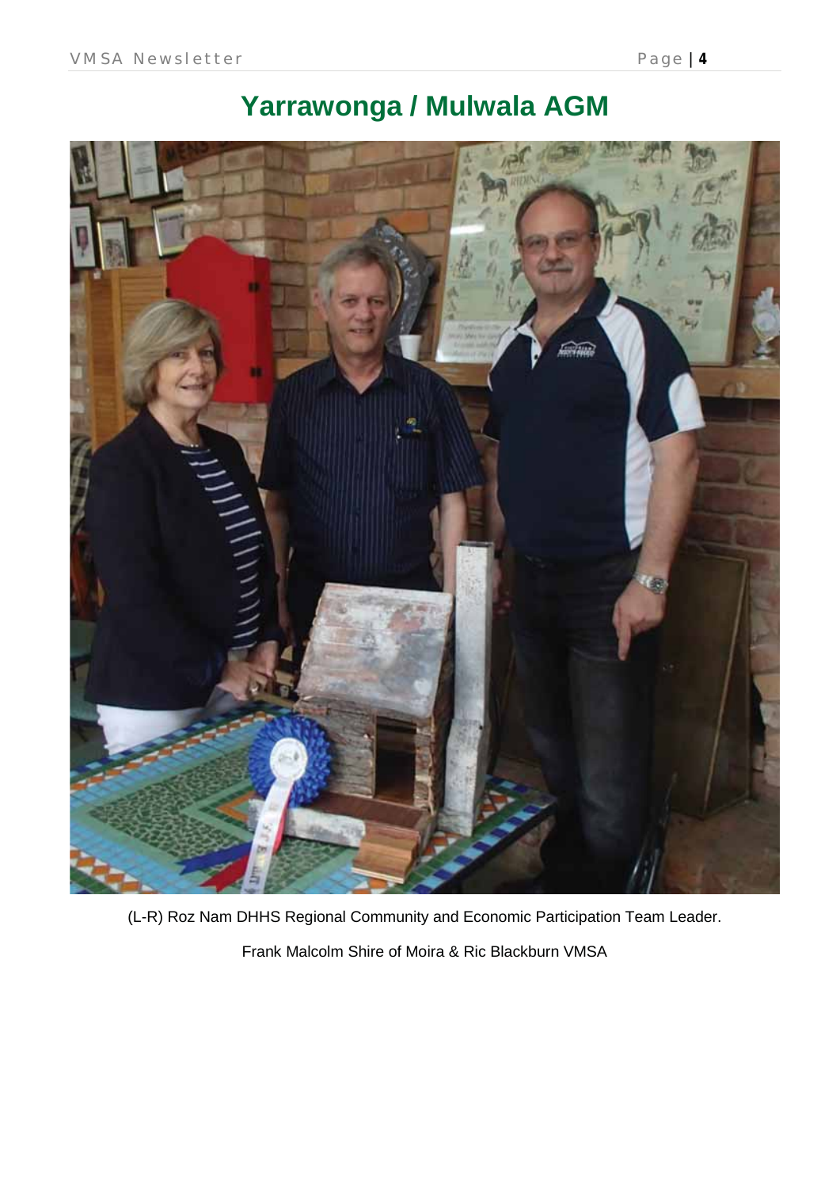# Yarrawonga / Mulwala AGM

(L-R) Roz Nam DHHS Regional Community and Economic Participation Team Leader.

Frank Malcolm Shire of Moira & Ric Blackburn VMSA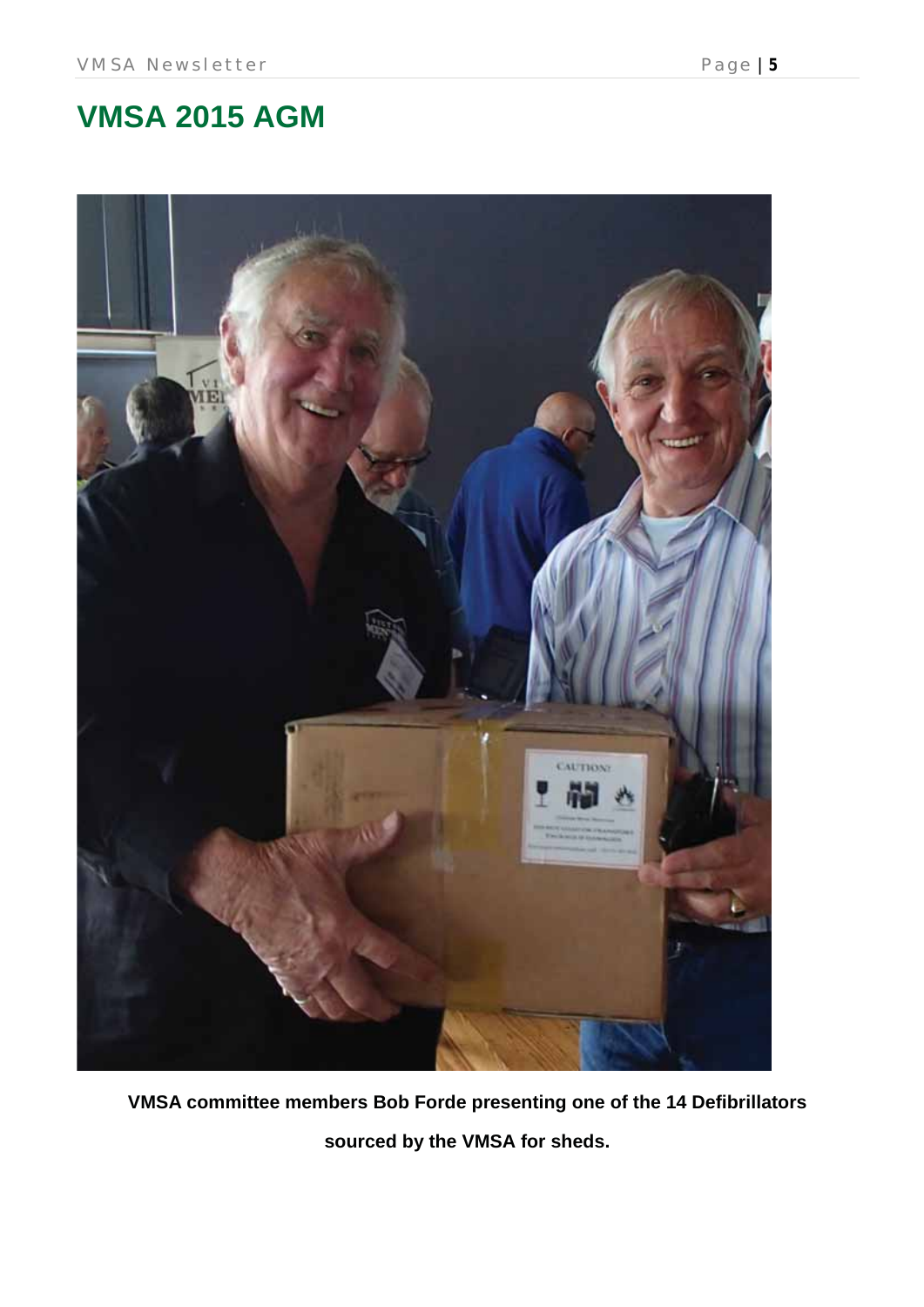# VMSA 2015 AGM

**VMSA committee members Bob Forde presenting one of the 14 Defibrillators sourced by the VMSA for sheds.**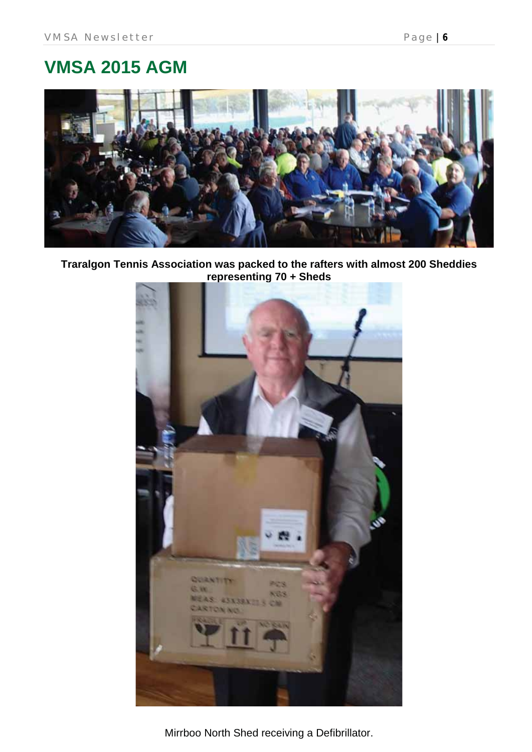# VMSA 2015 AGM

**Traralgon Tennis Association was packed to the rafters with almost 200 Sheddies representing 70 + Sheds**

Mirrboo North Shed receiving a Defibrillator.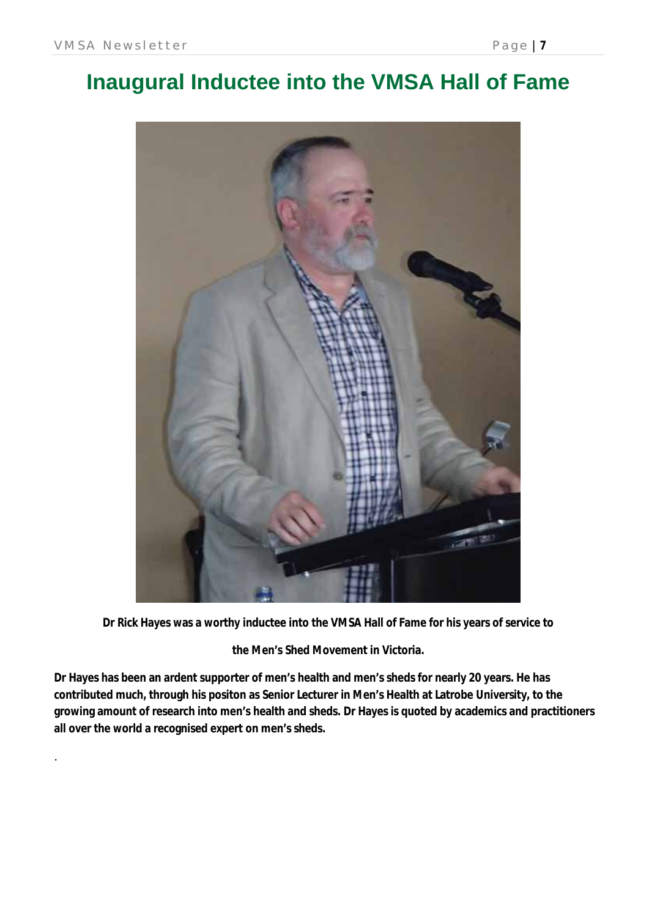# Inaugural Inductee into the VMSA Hall of Fame

**Dr Rick Hayes was a worthy inductee into the VMSA Hall of Fame for his years of service to the Men's Shed Movement in Victoria.**

**Dr Hayes has been an ardent supporter of men's health and men's sheds for nearly 20 years. He has contributed much, through his positon as Senior Lecturer in Men's Health at Latrobe University, to the growing amount of research into men's health and sheds. Dr Hayes is quoted by academics and practitioners all over the world a recognised expert on men's sheds.**

.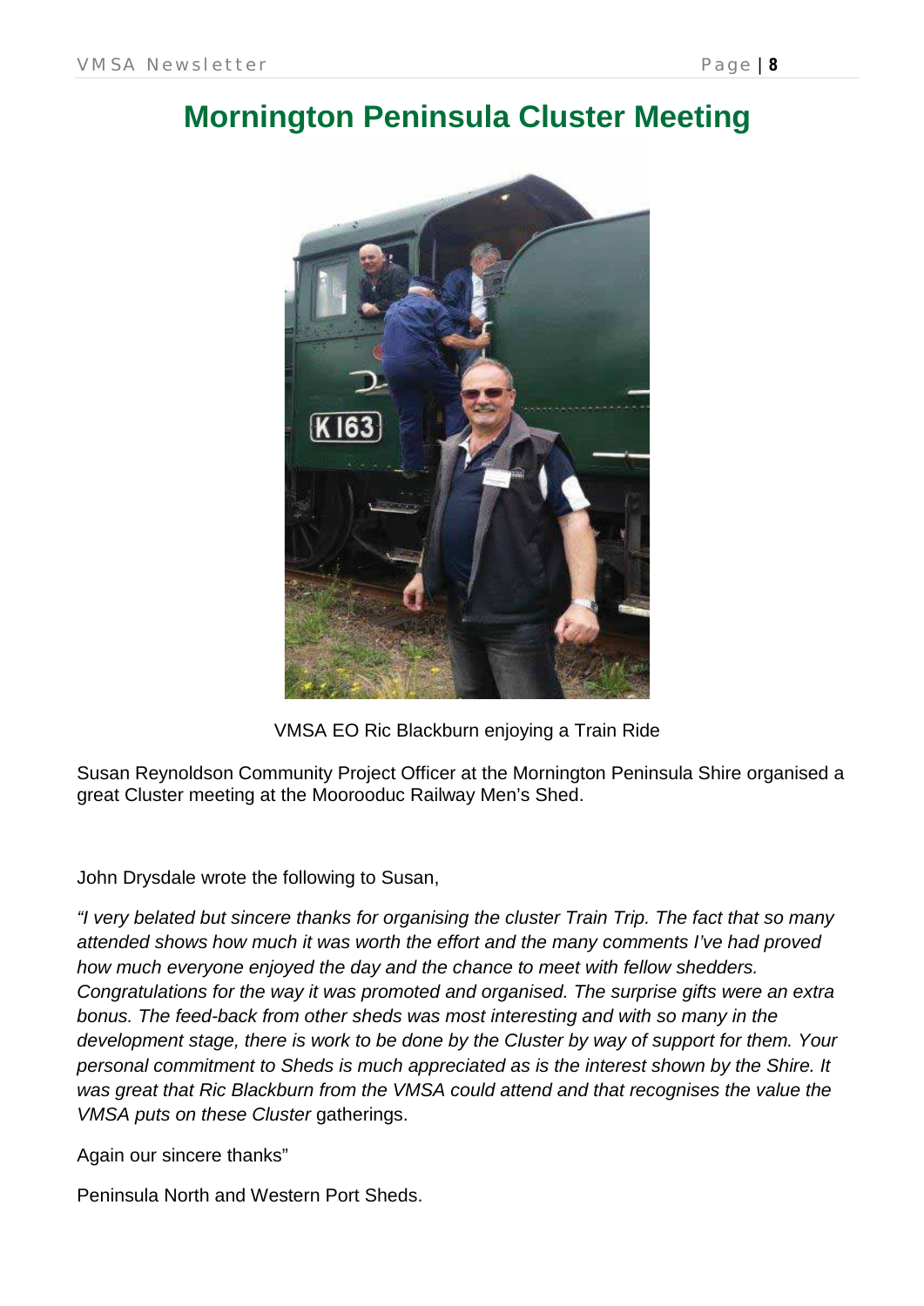# Mornington Peninsula Cluster Meeting

VMSA EO Ric Blackburn enjoying a Train Ride

Susan Reynoldson Community Project Officer at the Mornington Peninsula Shire organised a great Cluster meeting at the Moorooduc Railway Men's Shed.

John Drysdale wrote the following to Susan,

*"I very belated but sincere thanks for organising the cluster Train Trip. The fact that so many attended shows how much it was worth the effort and the many comments I've had proved how much everyone enjoyed the day and the chance to meet with fellow shedders. Congratulations for the way it was promoted and organised. The surprise gifts were an extra bonus. The feed-back from other sheds was most interesting and with so many in the development stage, there is work to be done by the Cluster by way of support for them. Your personal commitment to Sheds is much appreciated as is the interest shown by the Shire. It was great that Ric Blackburn from the VMSA could attend and that recognises the value the VMSA puts on these Cluster* gatherings.

Again our sincere thanks"

Peninsula North and Western Port Sheds.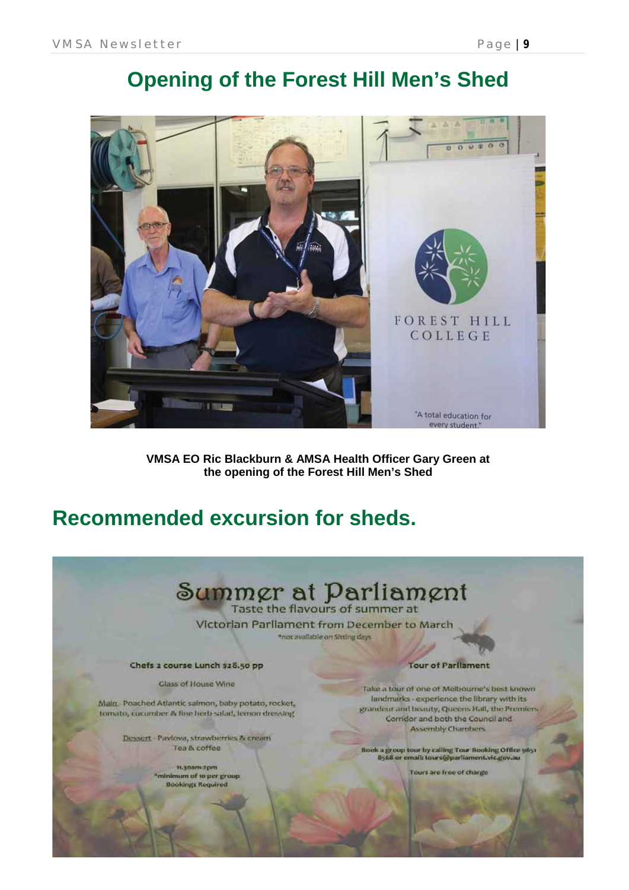# Opening of the Forest Hill Men's Shed

**VMSA EO Ric Blackburn & AMSA Health Officer Gary Green at the opening of the Forest Hill Men's Shed**

# Recommended excursion for sheds.

## Summer at Parliament

Taste the flavours of summer at Victorian Parliament from December to March

*not available on Sitting days

**Chefs 2 course Lunch $28.50 pp**

Glass of House Wine

Main - Poached Atlantic salmon, baby potato, rocket, tomato, cucumber & fine herb salad, lemon dressing

Dessert - Pavlova, strawberries & cream
Tea & coffee

11.30am-2pm
*minimum of 10 per group
Bookings Required

**Tour of Parliament**

Take a tour of one of Melbourne's best known landmarks - experience the library with its grandeur and beauty, Queens Hall, the Premiers Corridor and both the Council and Assembly Chambers.

Book a group tour by calling Tour Booking Office 9651 8568 or email: tours@parliament.vic.gov.au

Tours are free of charge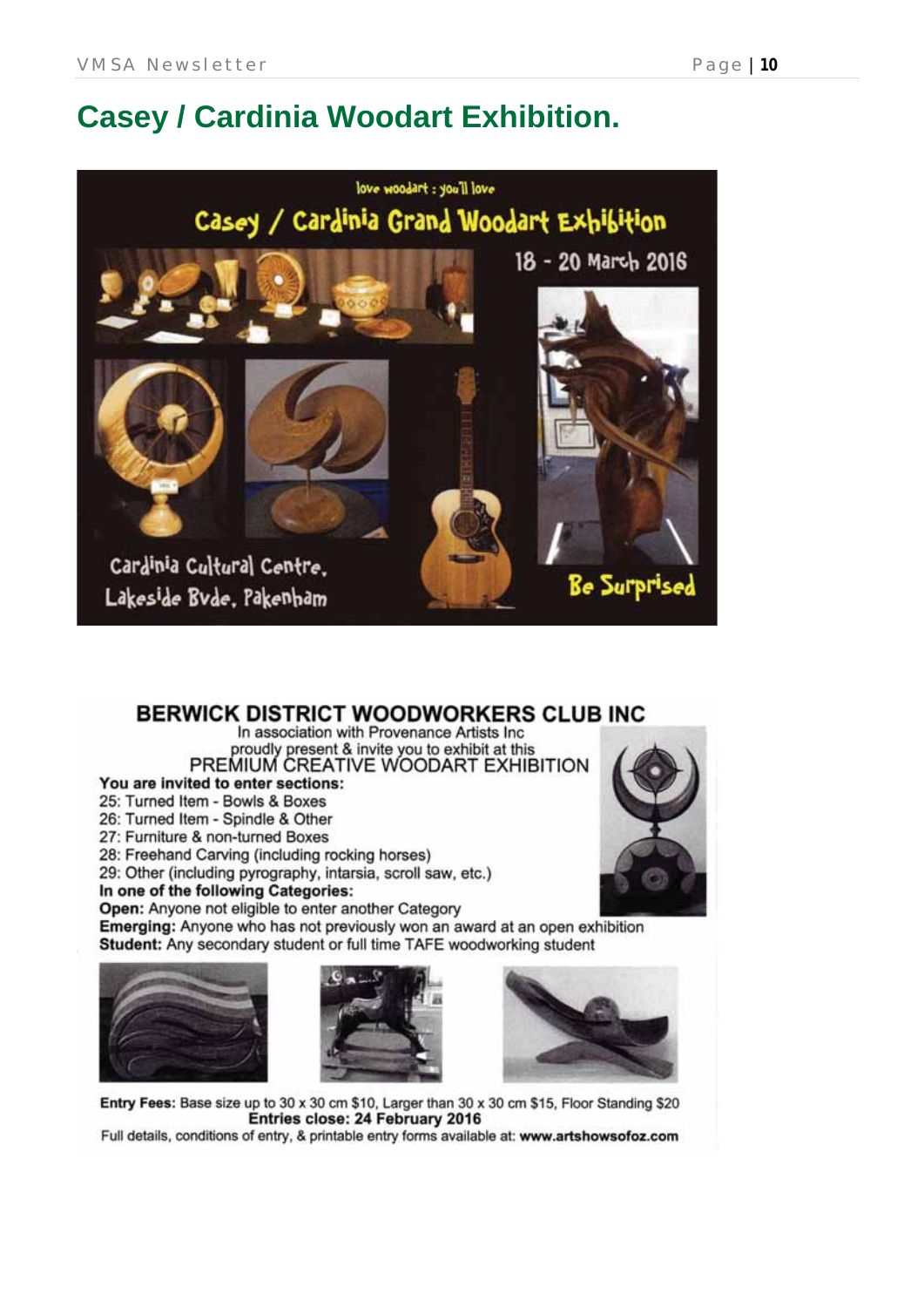# Casey / Cardinia Woodart Exhibition.

love woodart : you'll love

Casey / Cardinia Grand Woodart Exhibition

18 - 20 March 2016

Cardinia Cultural Centre,
Lakeside Bvde, Pakenham

Be Surprised

## BERWICK DISTRICT WOODWORKERS CLUB INC

In association with Provenance Artists Inc
proudly present & invite you to exhibit at this
PREMIUM CREATIVE WOODART EXHIBITION

**You are invited to enter sections:**

25: Turned Item - Bowls & Boxes
26: Turned Item - Spindle & Other
27: Furniture & non-turned Boxes
28: Freehand Carving (including rocking horses)
29: Other (including pyrography, intarsia, scroll saw, etc.)

**In one of the following Categories:**

**Open:** Anyone not eligible to enter another Category
**Emerging:** Anyone who has not previously won an award at an open exhibition
**Student:** Any secondary student or full time TAFE woodworking student

**Entry Fees:** Base size up to 30 x 30 cm $10, Larger than 30 x 30 cm $15, Floor Standing $20

**Entries close: 24 February 2016**

Full details, conditions of entry, & printable entry forms available at: **www.artshowsofoz.com**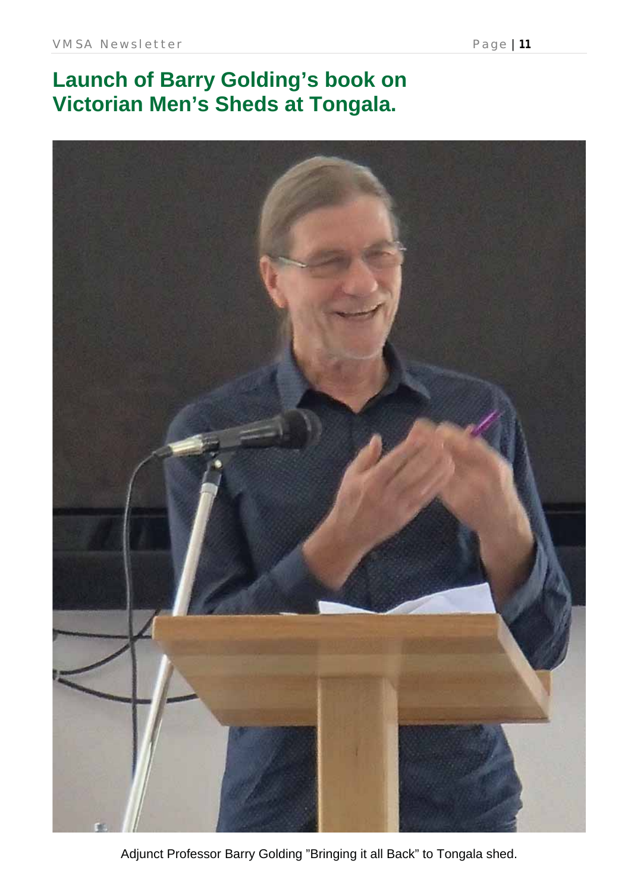# Launch of Barry Golding's book on Victorian Men's Sheds at Tongala.

Adjunct Professor Barry Golding "Bringing it all Back" to Tongala shed.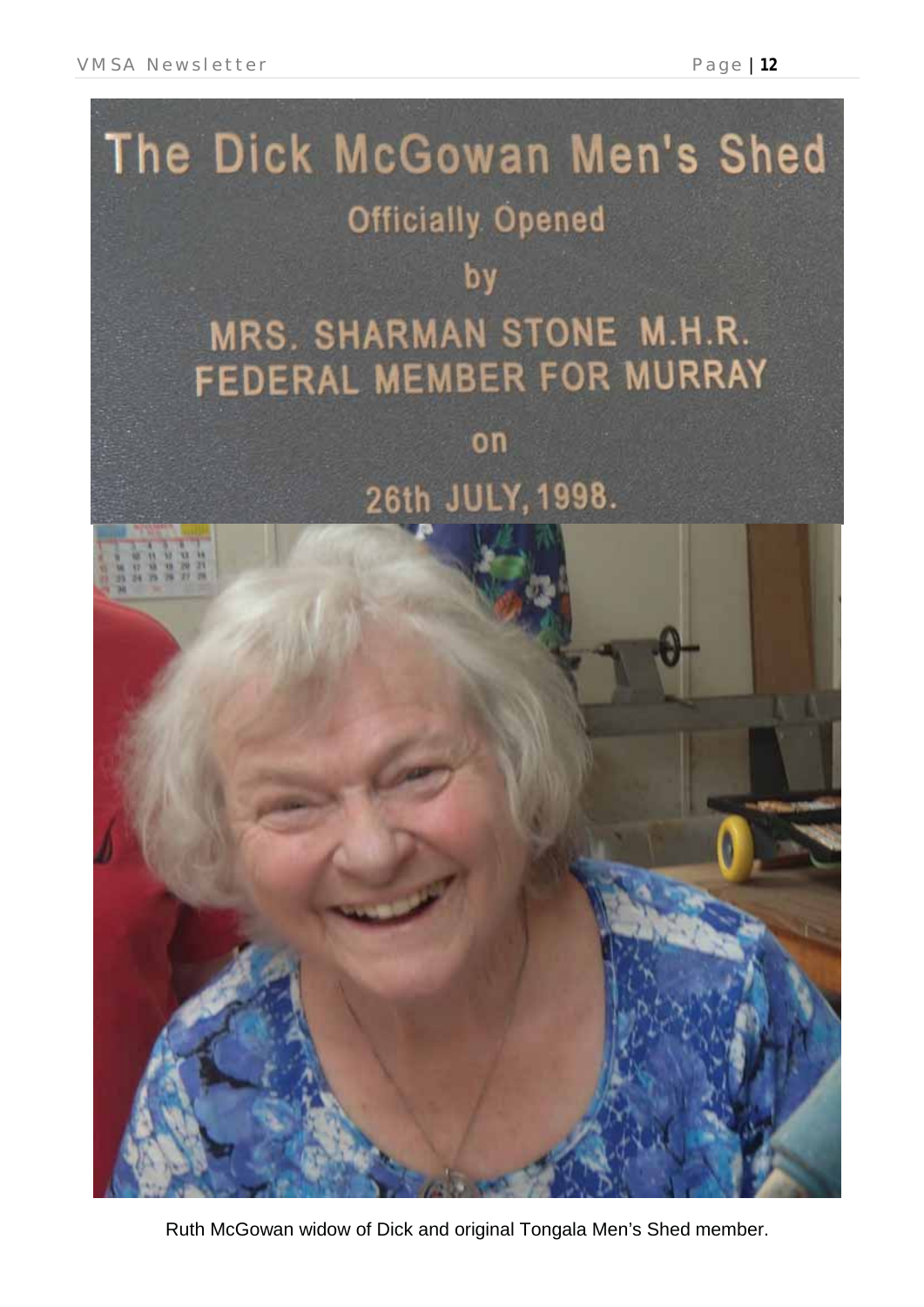The Dick McGowan Men's Shed

Officially Opened

by

MRS. SHARMAN STONE M.H.R.
FEDERAL MEMBER FOR MURRAY

on

26th JULY, 1998.

Ruth McGowan widow of Dick and original Tongala Men's Shed member.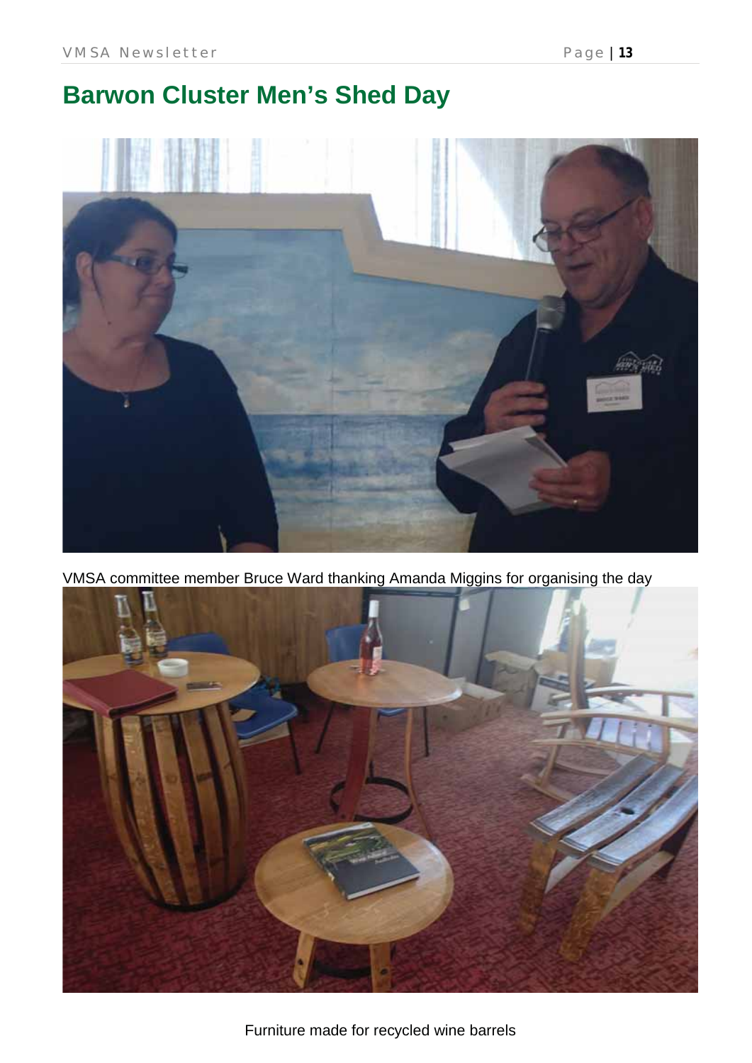# Barwon Cluster Men's Shed Day

VMSA committee member Bruce Ward thanking Amanda Miggins for organising the day

Furniture made for recycled wine barrels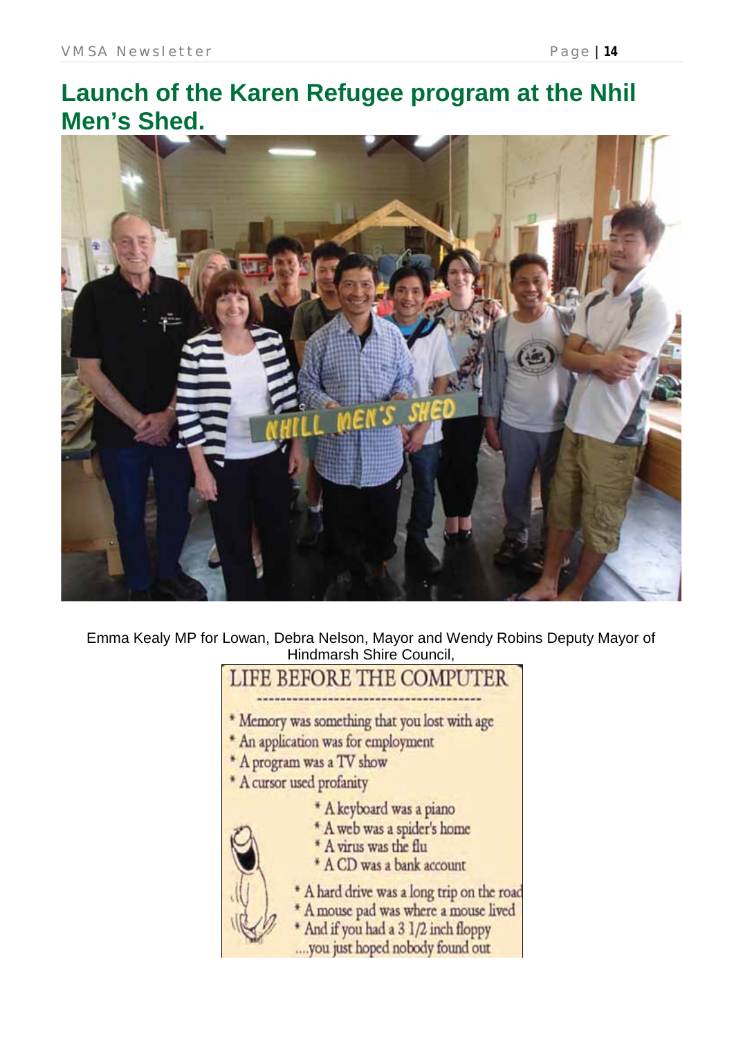# Launch of the Karen Refugee program at the Nhil Men's Shed.

Emma Kealy MP for Lowan, Debra Nelson, Mayor and Wendy Robins Deputy Mayor of Hindmarsh Shire Council,

LIFE BEFORE THE COMPUTER

- Memory was something that you lost with age
- An application was for employment
- A program was a TV show
- A cursor used profanity
- A keyboard was a piano
- A web was a spider's home
- A virus was the flu
- A CD was a bank account
- A hard drive was a long trip on the road
- A mouse pad was where a mouse lived
- And if you had a 3 1/2 inch floppy ....you just hoped nobody found out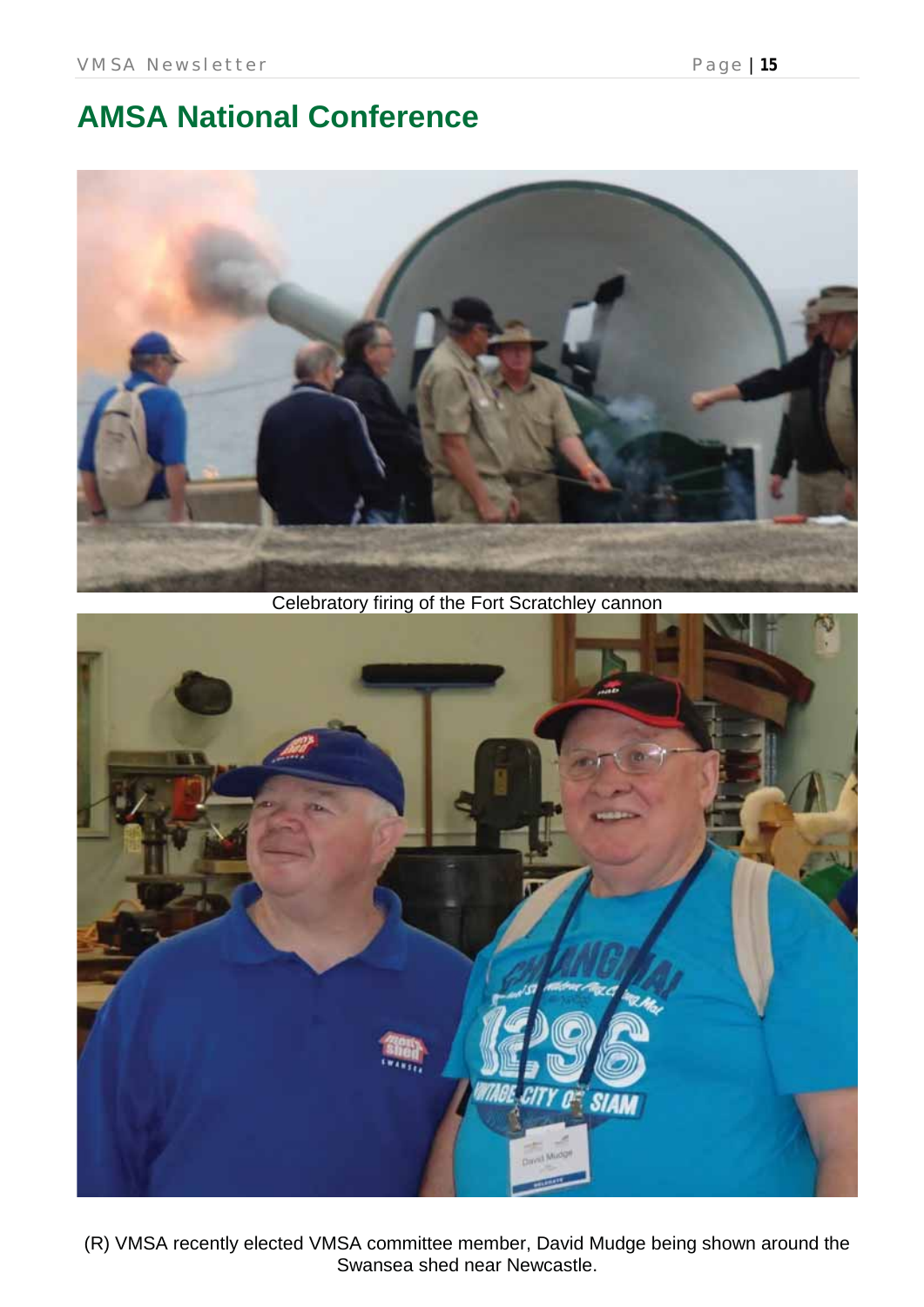# AMSA National Conference

Celebratory firing of the Fort Scratchley cannon

(R) VMSA recently elected VMSA committee member, David Mudge being shown around the Swansea shed near Newcastle.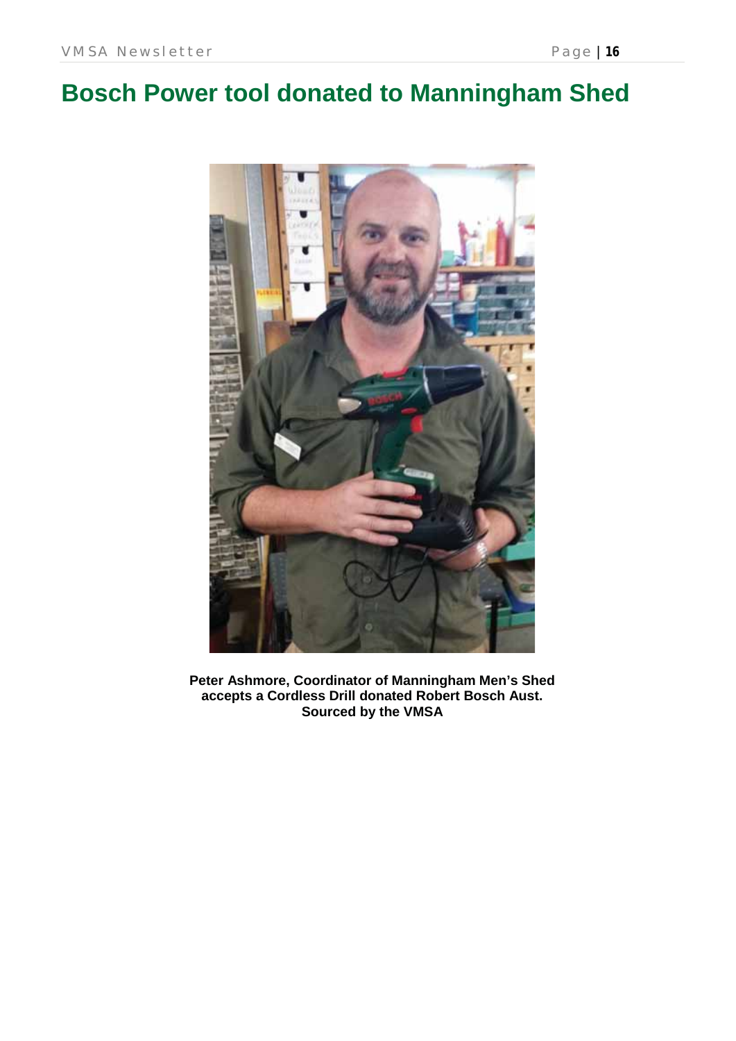# Bosch Power tool donated to Manningham Shed

**Peter Ashmore, Coordinator of Manningham Men's Shed accepts a Cordless Drill donated Robert Bosch Aust. Sourced by the VMSA**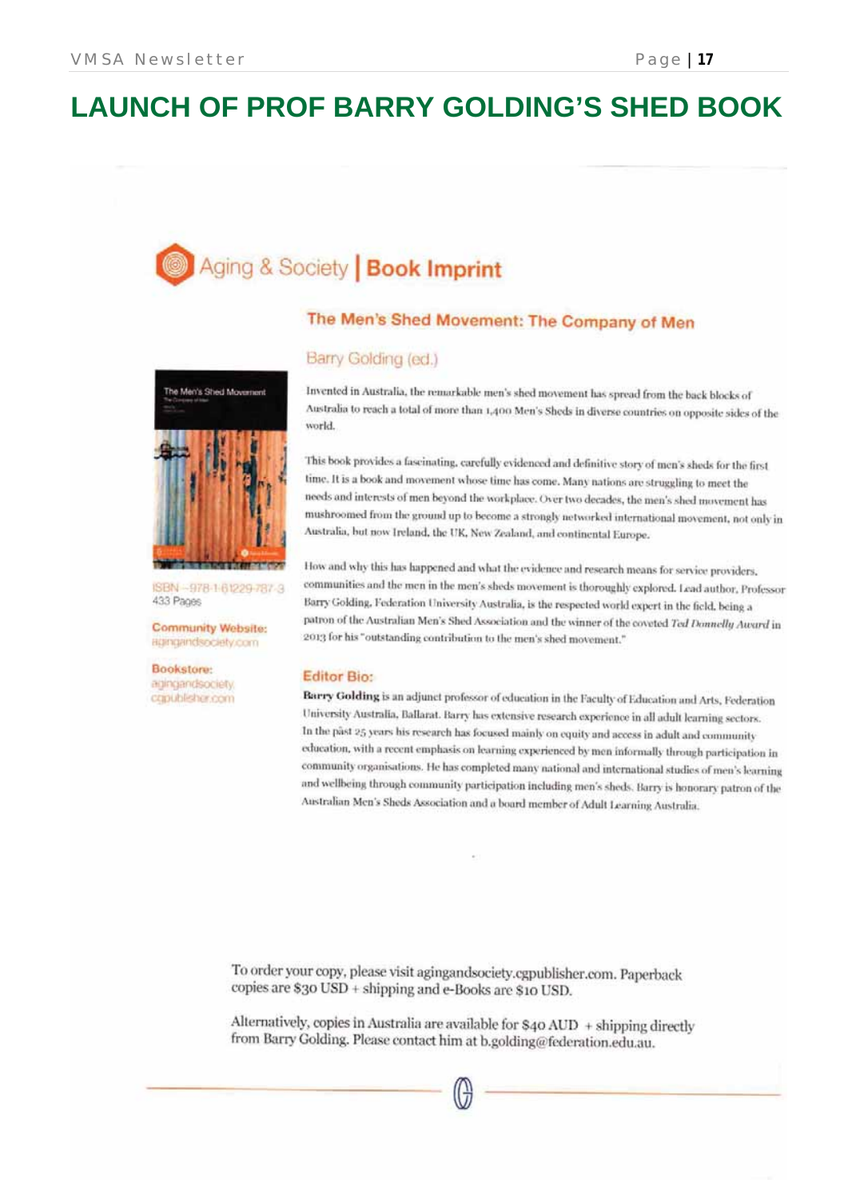# LAUNCH OF PROF BARRY GOLDING'S SHED BOOK

Aging & Society | Book Imprint

## The Men's Shed Movement: The Company of Men

Barry Golding (ed.)

ISBN – 978-1-61229-787-3
433 Pages

**Community Website:**
agingandsociety.com

**Bookstore:**
agingandsociety
cgpublisher.com

Invented in Australia, the remarkable men's shed movement has spread from the back blocks of Australia to reach a total of more than 1,400 Men's Sheds in diverse countries on opposite sides of the world.

This book provides a fascinating, carefully evidenced and definitive story of men's sheds for the first time. It is a book and movement whose time has come. Many nations are struggling to meet the needs and interests of men beyond the workplace. Over two decades, the men's shed movement has mushroomed from the ground up to become a strongly networked international movement, not only in Australia, but now Ireland, the UK, New Zealand, and continental Europe.

How and why this has happened and what the evidence and research means for service providers, communities and the men in the men's sheds movement is thoroughly explored. Lead author, Professor Barry Golding, Federation University Australia, is the respected world expert in the field, being a patron of the Australian Men's Shed Association and the winner of the coveted *Ted Donnelly Award* in 2013 for his "outstanding contribution to the men's shed movement."

### Editor Bio:

**Barry Golding** is an adjunct professor of education in the Faculty of Education and Arts, Federation University Australia, Ballarat. Barry has extensive research experience in all adult learning sectors. In the past 25 years his research has focused mainly on equity and access in adult and community education, with a recent emphasis on learning experienced by men informally through participation in community organisations. He has completed many national and international studies of men's learning and wellbeing through community participation including men's sheds. Barry is honorary patron of the Australian Men's Sheds Association and a board member of Adult Learning Australia.

To order your copy, please visit agingandsociety.cgpublisher.com. Paperback copies are $30 USD + shipping and e-Books are $10 USD.

Alternatively, copies in Australia are available for $40 AUD + shipping directly from Barry Golding. Please contact him at b.golding@federation.edu.au.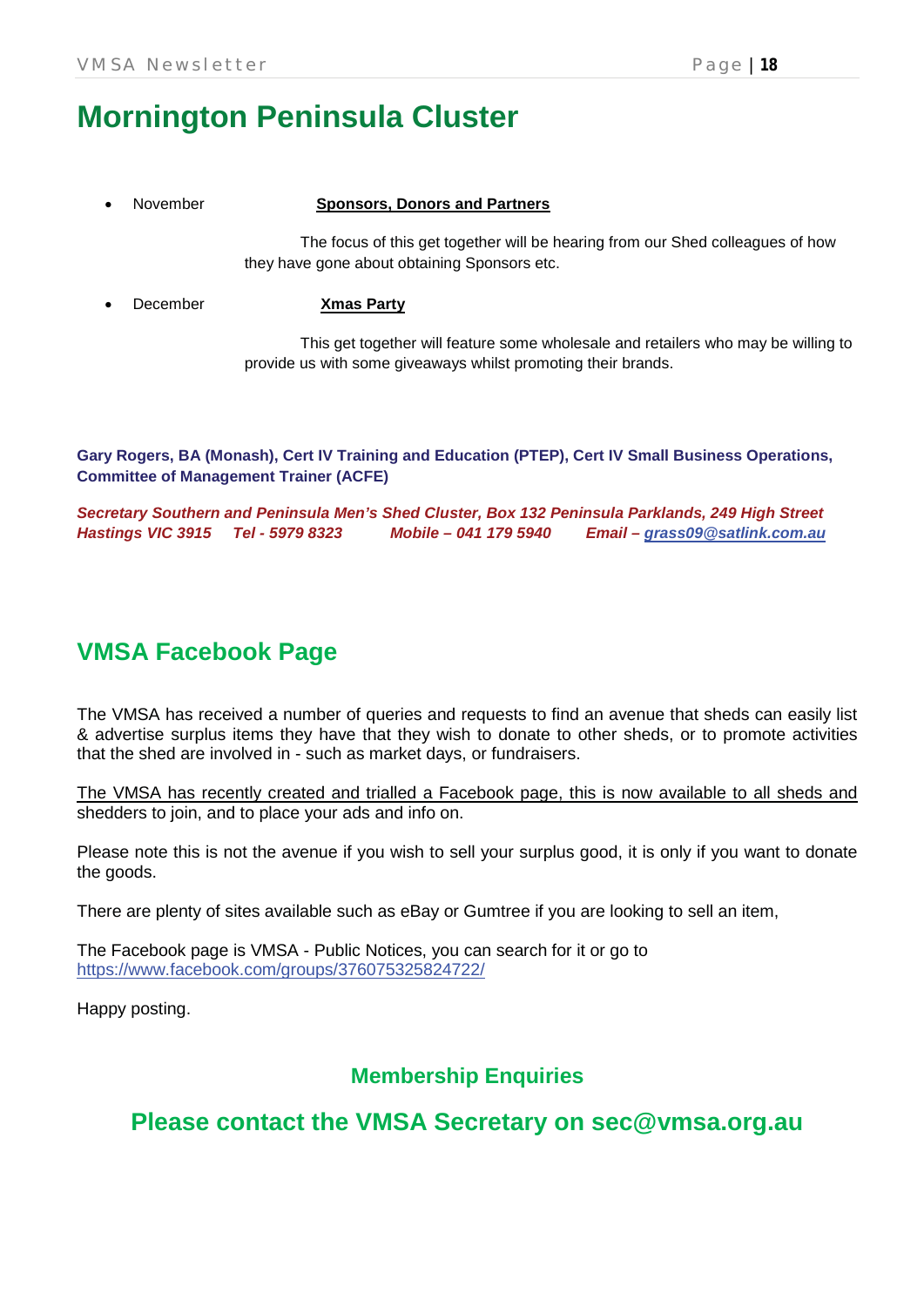# Mornington Peninsula Cluster

- November **Sponsors, Donors and Partners**

  The focus of this get together will be hearing from our Shed colleagues of how they have gone about obtaining Sponsors etc.

- December **Xmas Party**

  This get together will feature some wholesale and retailers who may be willing to provide us with some giveaways whilst promoting their brands.

**Gary Rogers, BA (Monash), Cert IV Training and Education (PTEP), Cert IV Small Business Operations, Committee of Management Trainer (ACFE)**

***Secretary Southern and Peninsula Men's Shed Cluster, Box 132 Peninsula Parklands, 249 High Street Hastings VIC 3915 Tel - 5979 8323 Mobile – 041 179 5940 Email – grass09@satlink.com.au***

## VMSA Facebook Page

The VMSA has received a number of queries and requests to find an avenue that sheds can easily list & advertise surplus items they have that they wish to donate to other sheds, or to promote activities that the shed are involved in - such as market days, or fundraisers.

The VMSA has recently created and trialled a Facebook page, this is now available to all sheds and shedders to join, and to place your ads and info on.

Please note this is not the avenue if you wish to sell your surplus good, it is only if you want to donate the goods.

There are plenty of sites available such as eBay or Gumtree if you are looking to sell an item,

The Facebook page is VMSA - Public Notices, you can search for it or go to https://www.facebook.com/groups/376075325824722/

Happy posting.

### Membership Enquiries

## Please contact the VMSA Secretary on sec@vmsa.org.au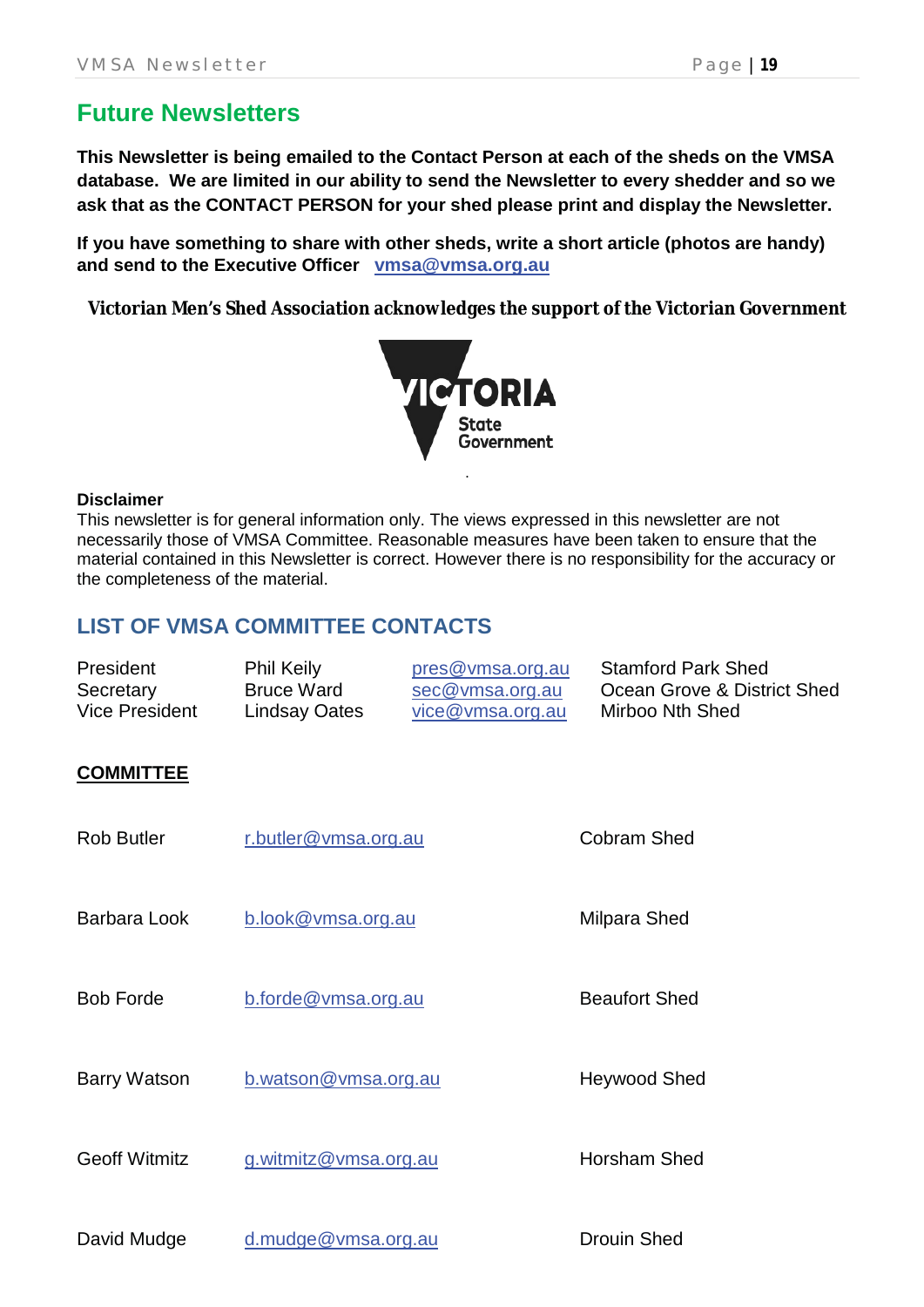## Future Newsletters

**This Newsletter is being emailed to the Contact Person at each of the sheds on the VMSA database. We are limited in our ability to send the Newsletter to every shedder and so we ask that as the CONTACT PERSON for your shed please print and display the Newsletter.**

**If you have something to share with other sheds, write a short article (photos are handy) and send to the Executive Officer vmsa@vmsa.org.au**

**Victorian Men's Shed Association acknowledges the support of the Victorian Government**

VICTORIA
State Government

**Disclaimer**
This newsletter is for general information only. The views expressed in this newsletter are not necessarily those of VMSA Committee. Reasonable measures have been taken to ensure that the material contained in this Newsletter is correct. However there is no responsibility for the accuracy or the completeness of the material.

## LIST OF VMSA COMMITTEE CONTACTS

| | | | |
|---|---|---|---|
| President | Phil Keily | pres@vmsa.org.au | Stamford Park Shed |
| Secretary | Bruce Ward | sec@vmsa.org.au | Ocean Grove & District Shed |
| Vice President | Lindsay Oates | vice@vmsa.org.au | Mirboo Nth Shed |

**COMMITTEE**

| | | |
|---|---|---|
| Rob Butler | r.butler@vmsa.org.au | Cobram Shed |
| Barbara Look | b.look@vmsa.org.au | Milpara Shed |
| Bob Forde | b.forde@vmsa.org.au | Beaufort Shed |
| Barry Watson | b.watson@vmsa.org.au | Heywood Shed |
| Geoff Witmitz | g.witmitz@vmsa.org.au | Horsham Shed |
| David Mudge | d.mudge@vmsa.org.au | Drouin Shed |